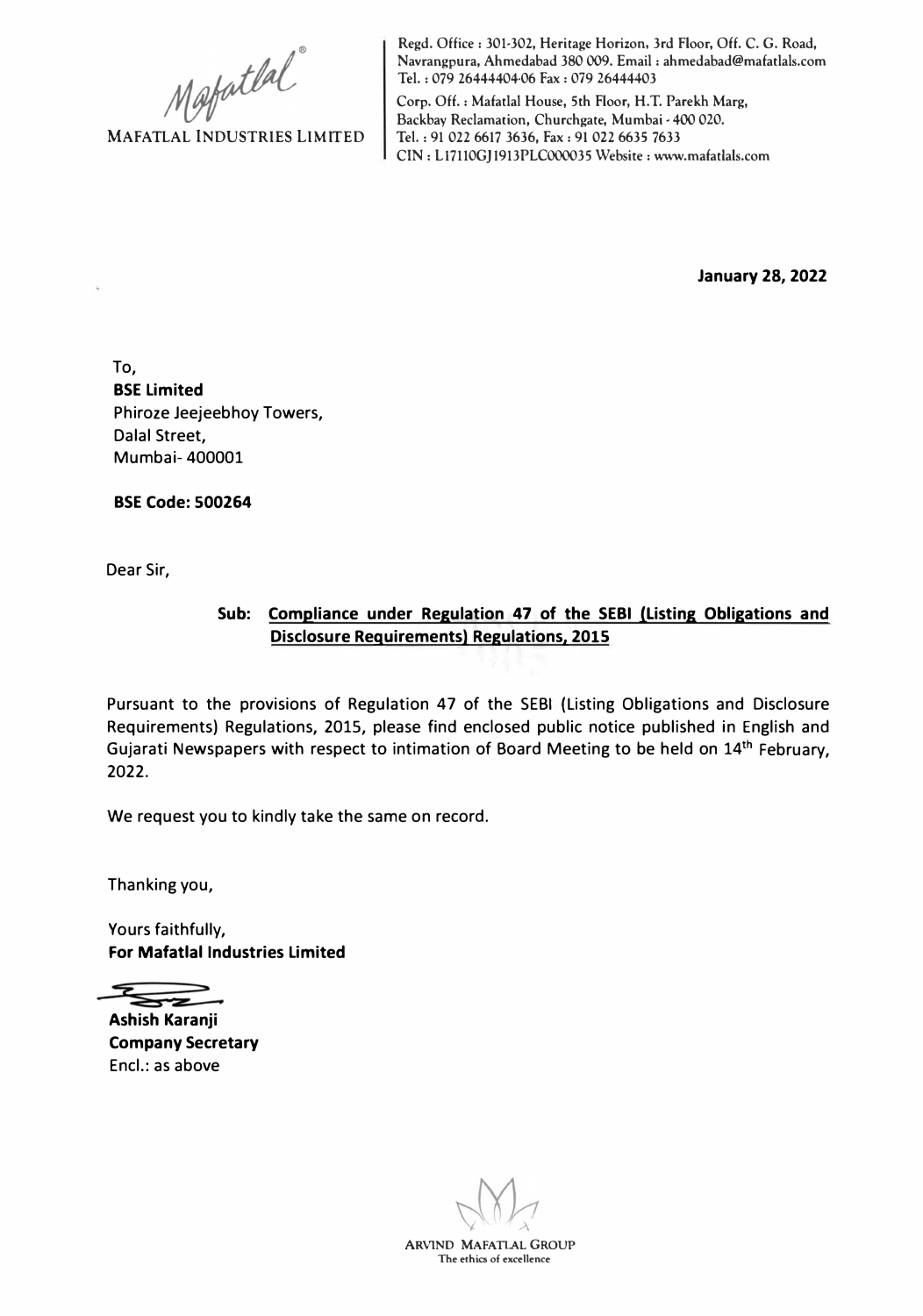MAFATLAL INDUSTRIES LIMITED

Regd. Office : 301-302, Heritage Horizon, 3rd Floor, Off. C. G. Road, Navrangpura, Ahmedabad 380 009. Email : ahmedabad@mafatlals.com
Tel. : 079 26444404-06 Fax : 079 26444403

Corp. Off. : Mafatlal House, 5th Floor, H.T. Parekh Marg, Backbay Reclamation, Churchgate, Mumbai - 400 020.
Tel. : 91 022 6617 3636, Fax : 91 022 6635 7633
CIN : L17110GJ1913PLC000035 Website : www.mafatlals.com

**January 28, 2022**

To,
**BSE Limited**
Phiroze Jeejeebhoy Towers,
Dalal Street,
Mumbai- 400001

**BSE Code: 500264**

Dear Sir,

**Sub: Compliance under Regulation 47 of the SEBI (Listing Obligations and Disclosure Requirements) Regulations, 2015**

Pursuant to the provisions of Regulation 47 of the SEBI (Listing Obligations and Disclosure Requirements) Regulations, 2015, please find enclosed public notice published in English and Gujarati Newspapers with respect to intimation of Board Meeting to be held on 14th February, 2022.

We request you to kindly take the same on record.

Thanking you,

Yours faithfully,
**For Mafatlal Industries Limited**

**Ashish Karanji**
**Company Secretary**
Encl.: as above

ARVIND MAFATLAL GROUP
The ethics of excellence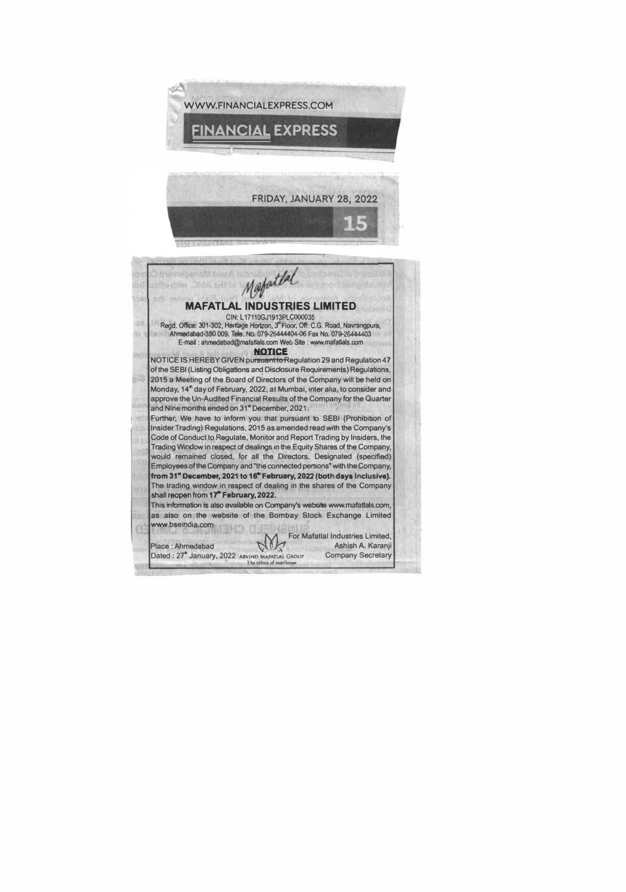WWW.FINANCIALEXPRESS.COM

FINANCIAL EXPRESS

FRIDAY, JANUARY 28, 2022

Mafatlal

## MAFATLAL INDUSTRIES LIMITED

CIN: L17110GJ1913PLC000035

Regd. Office: 301-302, Heritage Horizon, 3rd Floor, Off: C.G. Road, Navrangpura, Ahmedabad-380 009. Tele. No. 079-26444404-06 Fax No. 079-26444403

E-mail : ahmedabad@mafatlals.com Web Site : www.mafatlals.com

### NOTICE

NOTICE IS HEREBY GIVEN pursuant to Regulation 29 and Regulation 47 of the SEBI (Listing Obligations and Disclosure Requirements) Regulations, 2015 a Meeting of the Board of Directors of the Company will be held on Monday, 14th day of February, 2022, at Mumbai, inter alia, to consider and approve the Un-Audited Financial Results of the Company for the Quarter and Nine months ended on 31st December, 2021.

Further, We have to inform you that pursuant to SEBI (Prohibition of Insider Trading) Regulations, 2015 as amended read with the Company's Code of Conduct to Regulate, Monitor and Report Trading by Insiders, the Trading Window in respect of dealings in the Equity Shares of the Company, would remained closed, for all the Directors, Designated (specified) Employees of the Company and "the connected persons" with the Company, **from 31st December, 2021 to 16th February, 2022 (both days inclusive).** The trading window in respect of dealing in the shares of the Company shall reopen from **17th February, 2022.**

This information is also available on Company's website www.mafatlals.com, as also on the website of the Bombay Stock Exchange Limited www.bseindia.com

For Mafatlal Industries Limited,

Place : Ahmedabad

Dated : 27th January, 2022

ARVIND MAFATLAL GROUP
The ethics of excellence

Ashish A. Karanji

Company Secretary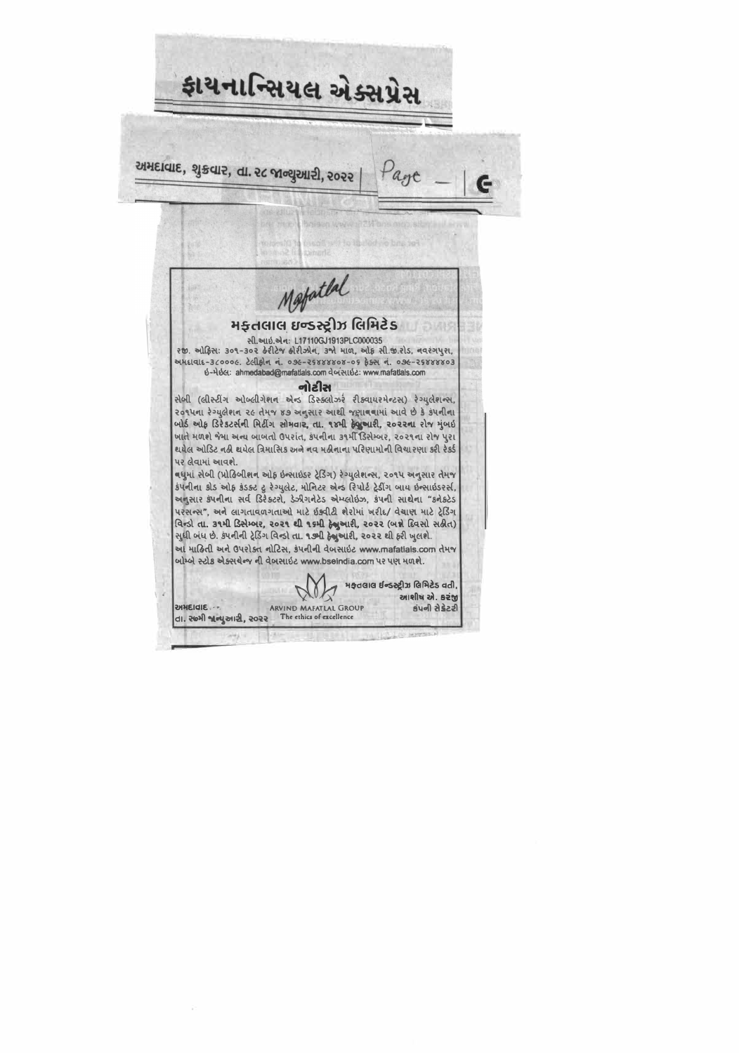# ફાયનાન્સિયલ એક્સપ્રેસ

અમદાવાદ, શુક્રવાર, તા. ૨૮ જાન્યુઆરી, ૨૦૨૨ | Page – ૯

Mafatlal

## મફતલાલ ઇન્ડસ્ટ્રીઝ લિમિટેડ

સી.આઇ.એન: L17110GJ1913PLC000035

રજી. ઓફિસ: ૩૦૧-૩૦૨ હેરીટેજ હોરીઝોન, ૩જો માળ, ઓફ સી.જી.રોડ, નવરંગપુરા, અમદાવાદ-૩૮૦૦૦૯. ટેલીફોન નં. ૦૭૯-૨૬૪૪૪૪૦૪-૦૬ ફેક્સ નં. ૦૭૯-૨૬૪૪૪૪૦૩

ઇ-મેઇલ: ahmedabad@mafatlals.com વેબસાઇટ: www.mafatlals.com

### નોટીસ

સેબી (લીસ્ટીંગ ઓબ્લીગેશન એન્ડ ડિસ્ક્લોઝર રીક્વાયરમેન્ટસ) રેગ્યુલેશન્સ, ૨૦૧૫ના રેગ્યુલેશન ૨૯ તેમજ ૪૭ અનુસાર આથી જણાવવામાં આવે છે કે કંપનીના બોર્ડ ઓફ ડિરેક્ટર્સની મિટીંગ **સોમવાર, તા. ૧૪મી ફેબ્રુઆરી, ૨૦૨૨ના** રોજ મુંબઇ ખાતે મળશે જેમા અન્ય બાબતો ઉપરાંત, કંપનીના ૩૧મી ડિસેમ્બર, ૨૦૨૧ના રોજ પુરા થયેલ ઓડિટ નહી થયેલ ત્રિમાસિક અને નવ મહીનાના પરિણામોની વિચારણા કરી રેકર્ડ પર લેવામાં આવશે.

વધુમાં સેબી (પ્રોહિબીશન ઓફ ઇન્સાઇડર ટ્રેડિંગ) રેગ્યુલેશન્સ, ૨૦૧૫ અનુસાર તેમજ કંપનીના કોડ ઓફ કંડક્ટ ટુ રેગ્યુલેટ, મોનિટર એન્ડ રિપોર્ટ ટ્રેડીંગ બાય ઇન્સાઇડરર્સ, અનુસાર કંપનીના સર્વ ડિરેક્ટરો, ડેઝીગનેટેડ એમ્પ્લોઇઝ, કંપની સાથેના "કનેક્ટેડ પરસન્સ", અને લાગતાવળગતાઓ માટે ઇક્વીટી શેરોમાં ખરીદ/ વેચાણ માટે ટ્રેડિંગ વિન્ડો **તા. ૩૧મી ડિસેમ્બર, ૨૦૨૧ થી ૧૬મી ફેબ્રુઆરી, ૨૦૨૨ (બન્ને દિવસો સહીત)** સુધી બંધ છે. કંપનીની ટ્રેડિંગ વિન્ડો **તા. ૧૭મી ફેબ્રુઆરી, ૨૦૨૨** થી ફરી ખુલશે.

આ માહિતી અને ઉપરોક્ત નોટિસ, કંપનીની વેબસાઇટ www.mafatlals.com તેમજ બોમ્બે સ્ટોક એક્સચેન્જ ની વેબસાઇટ www.bseindia.com પર પણ મળશે.

ARVIND MAFATLAL GROUP
The ethics of excellence

મફતલાલ ઇન્ડસ્ટ્રીઝ લિમિટેડ વતી,
આશીષ એ. કરંજી
કંપની સેક્રેટરી

અમદાવાદ
તા. ૨૭મી જાન્યુઆરી, ૨૦૨૨